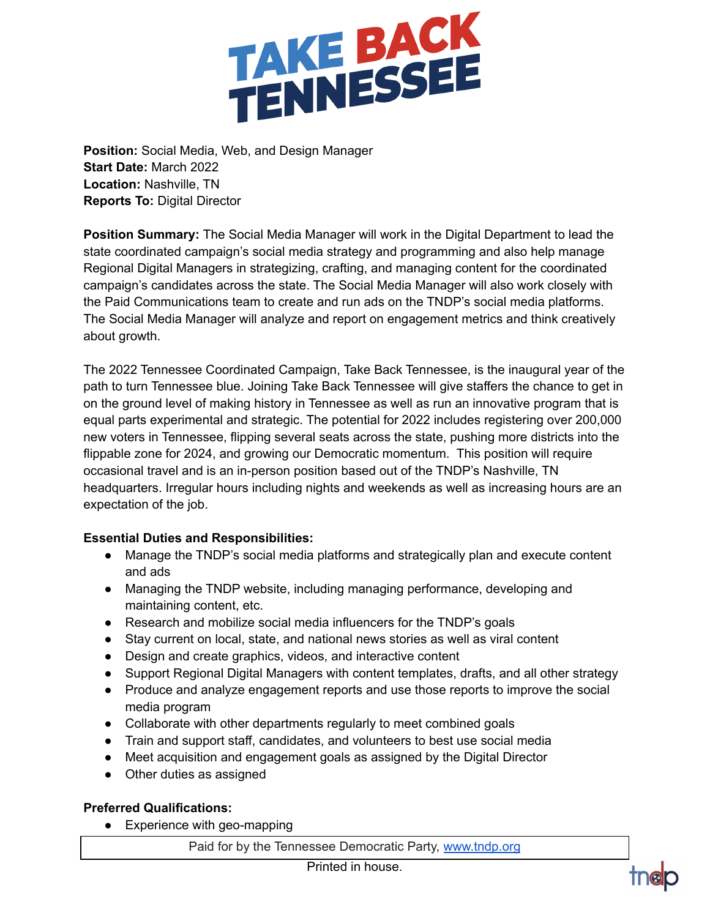# TAKE BACK TENNESSEE

**Position:** Social Media, Web, and Design Manager
**Start Date:** March 2022
**Location:** Nashville, TN
**Reports To:** Digital Director

**Position Summary:** The Social Media Manager will work in the Digital Department to lead the state coordinated campaign's social media strategy and programming and also help manage Regional Digital Managers in strategizing, crafting, and managing content for the coordinated campaign's candidates across the state. The Social Media Manager will also work closely with the Paid Communications team to create and run ads on the TNDP's social media platforms. The Social Media Manager will analyze and report on engagement metrics and think creatively about growth.

The 2022 Tennessee Coordinated Campaign, Take Back Tennessee, is the inaugural year of the path to turn Tennessee blue. Joining Take Back Tennessee will give staffers the chance to get in on the ground level of making history in Tennessee as well as run an innovative program that is equal parts experimental and strategic. The potential for 2022 includes registering over 200,000 new voters in Tennessee, flipping several seats across the state, pushing more districts into the flippable zone for 2024, and growing our Democratic momentum. This position will require occasional travel and is an in-person position based out of the TNDP's Nashville, TN headquarters. Irregular hours including nights and weekends as well as increasing hours are an expectation of the job.

**Essential Duties and Responsibilities:**

- Manage the TNDP's social media platforms and strategically plan and execute content and ads
- Managing the TNDP website, including managing performance, developing and maintaining content, etc.
- Research and mobilize social media influencers for the TNDP's goals
- Stay current on local, state, and national news stories as well as viral content
- Design and create graphics, videos, and interactive content
- Support Regional Digital Managers with content templates, drafts, and all other strategy
- Produce and analyze engagement reports and use those reports to improve the social media program
- Collaborate with other departments regularly to meet combined goals
- Train and support staff, candidates, and volunteers to best use social media
- Meet acquisition and engagement goals as assigned by the Digital Director
- Other duties as assigned

**Preferred Qualifications:**

- Experience with geo-mapping

Paid for by the Tennessee Democratic Party, www.tndp.org

Printed in house.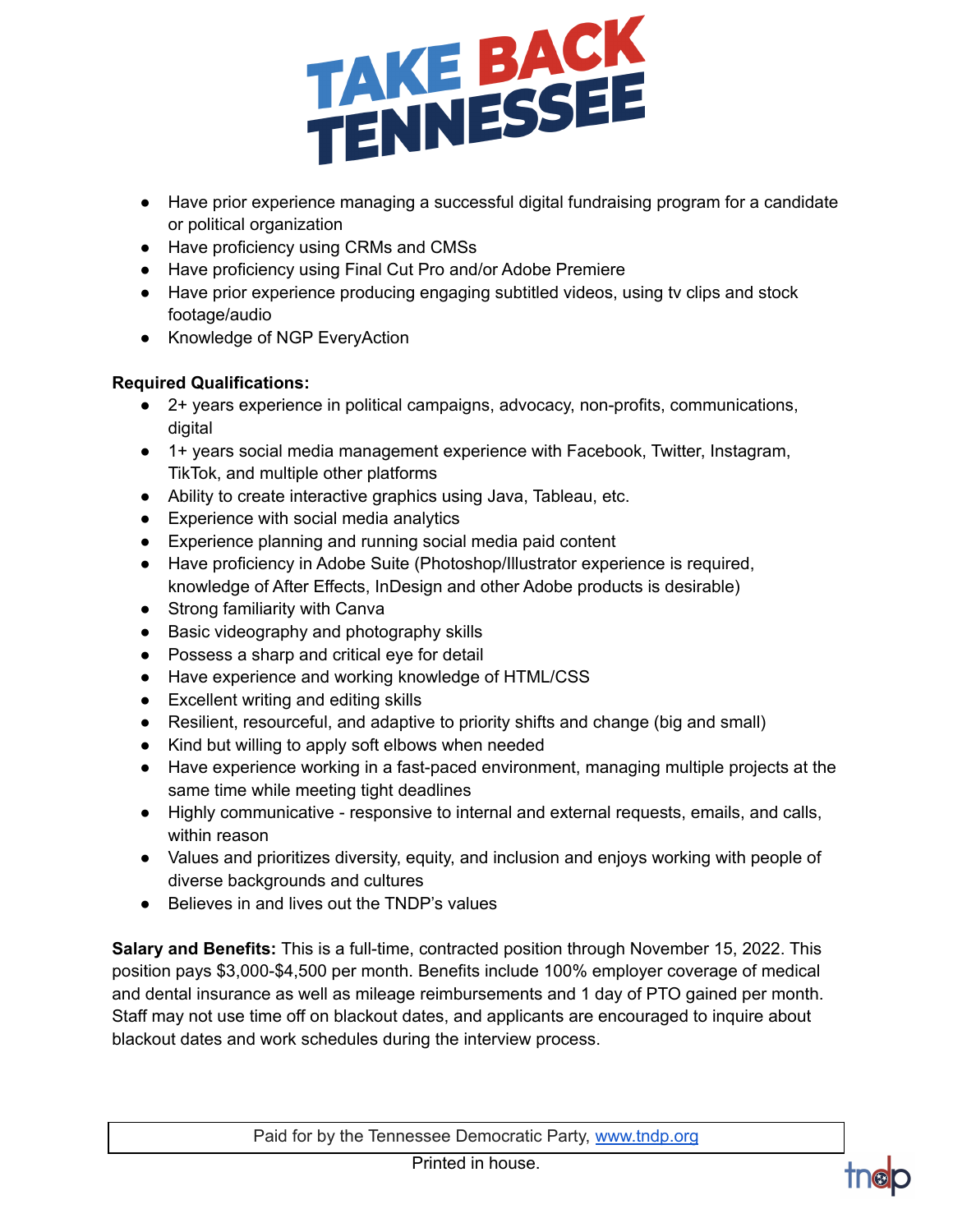- Have prior experience managing a successful digital fundraising program for a candidate or political organization
- Have proficiency using CRMs and CMSs
- Have proficiency using Final Cut Pro and/or Adobe Premiere
- Have prior experience producing engaging subtitled videos, using tv clips and stock footage/audio
- Knowledge of NGP EveryAction

**Required Qualifications:**

- 2+ years experience in political campaigns, advocacy, non-profits, communications, digital
- 1+ years social media management experience with Facebook, Twitter, Instagram, TikTok, and multiple other platforms
- Ability to create interactive graphics using Java, Tableau, etc.
- Experience with social media analytics
- Experience planning and running social media paid content
- Have proficiency in Adobe Suite (Photoshop/Illustrator experience is required, knowledge of After Effects, InDesign and other Adobe products is desirable)
- Strong familiarity with Canva
- Basic videography and photography skills
- Possess a sharp and critical eye for detail
- Have experience and working knowledge of HTML/CSS
- Excellent writing and editing skills
- Resilient, resourceful, and adaptive to priority shifts and change (big and small)
- Kind but willing to apply soft elbows when needed
- Have experience working in a fast-paced environment, managing multiple projects at the same time while meeting tight deadlines
- Highly communicative - responsive to internal and external requests, emails, and calls, within reason
- Values and prioritizes diversity, equity, and inclusion and enjoys working with people of diverse backgrounds and cultures
- Believes in and lives out the TNDP's values

**Salary and Benefits:** This is a full-time, contracted position through November 15, 2022. This position pays $3,000-$4,500 per month. Benefits include 100% employer coverage of medical and dental insurance as well as mileage reimbursements and 1 day of PTO gained per month. Staff may not use time off on blackout dates, and applicants are encouraged to inquire about blackout dates and work schedules during the interview process.

Paid for by the Tennessee Democratic Party, www.tndp.org

Printed in house.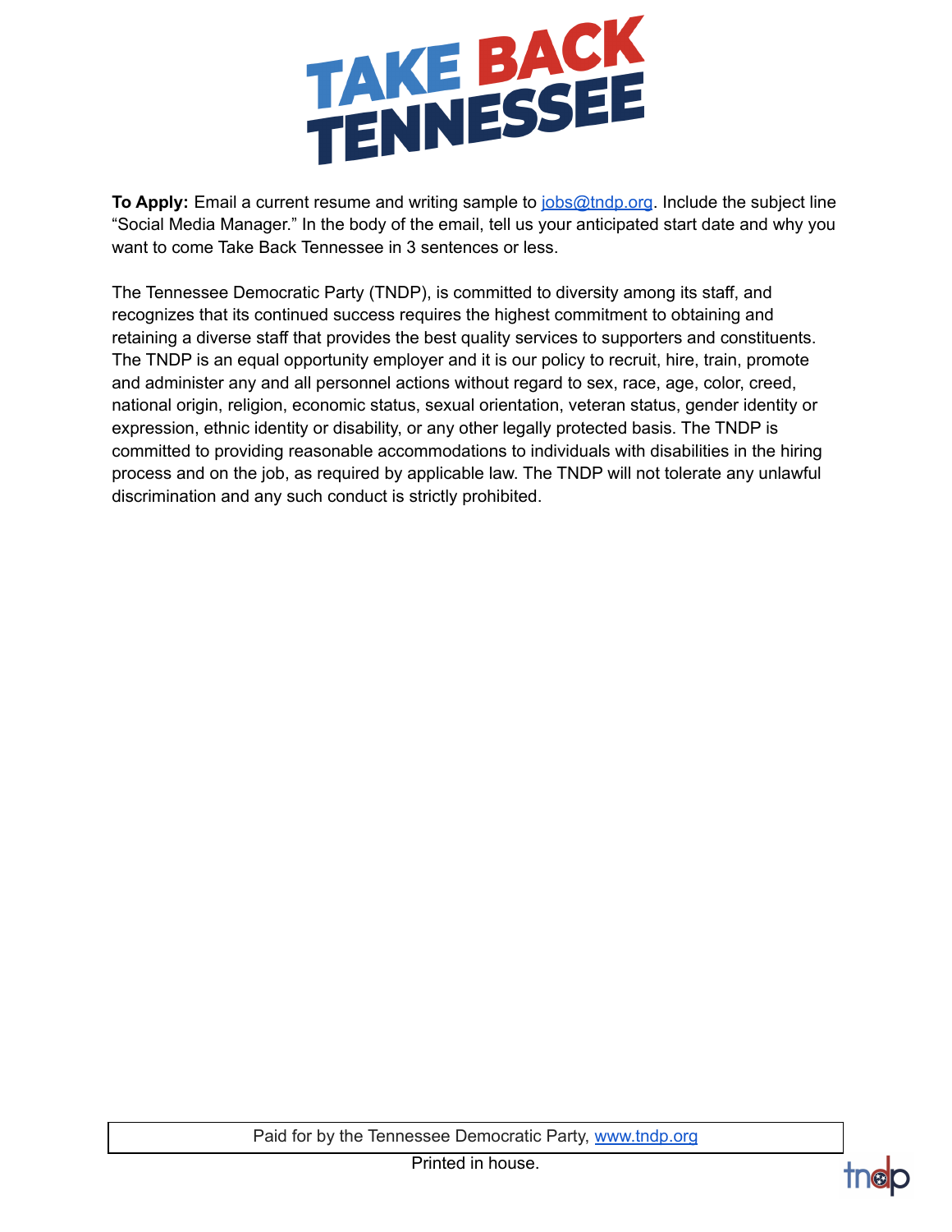**To Apply:** Email a current resume and writing sample to jobs@tndp.org. Include the subject line "Social Media Manager." In the body of the email, tell us your anticipated start date and why you want to come Take Back Tennessee in 3 sentences or less.

The Tennessee Democratic Party (TNDP), is committed to diversity among its staff, and recognizes that its continued success requires the highest commitment to obtaining and retaining a diverse staff that provides the best quality services to supporters and constituents. The TNDP is an equal opportunity employer and it is our policy to recruit, hire, train, promote and administer any and all personnel actions without regard to sex, race, age, color, creed, national origin, religion, economic status, sexual orientation, veteran status, gender identity or expression, ethnic identity or disability, or any other legally protected basis. The TNDP is committed to providing reasonable accommodations to individuals with disabilities in the hiring process and on the job, as required by applicable law. The TNDP will not tolerate any unlawful discrimination and any such conduct is strictly prohibited.

Paid for by the Tennessee Democratic Party, www.tndp.org

Printed in house.